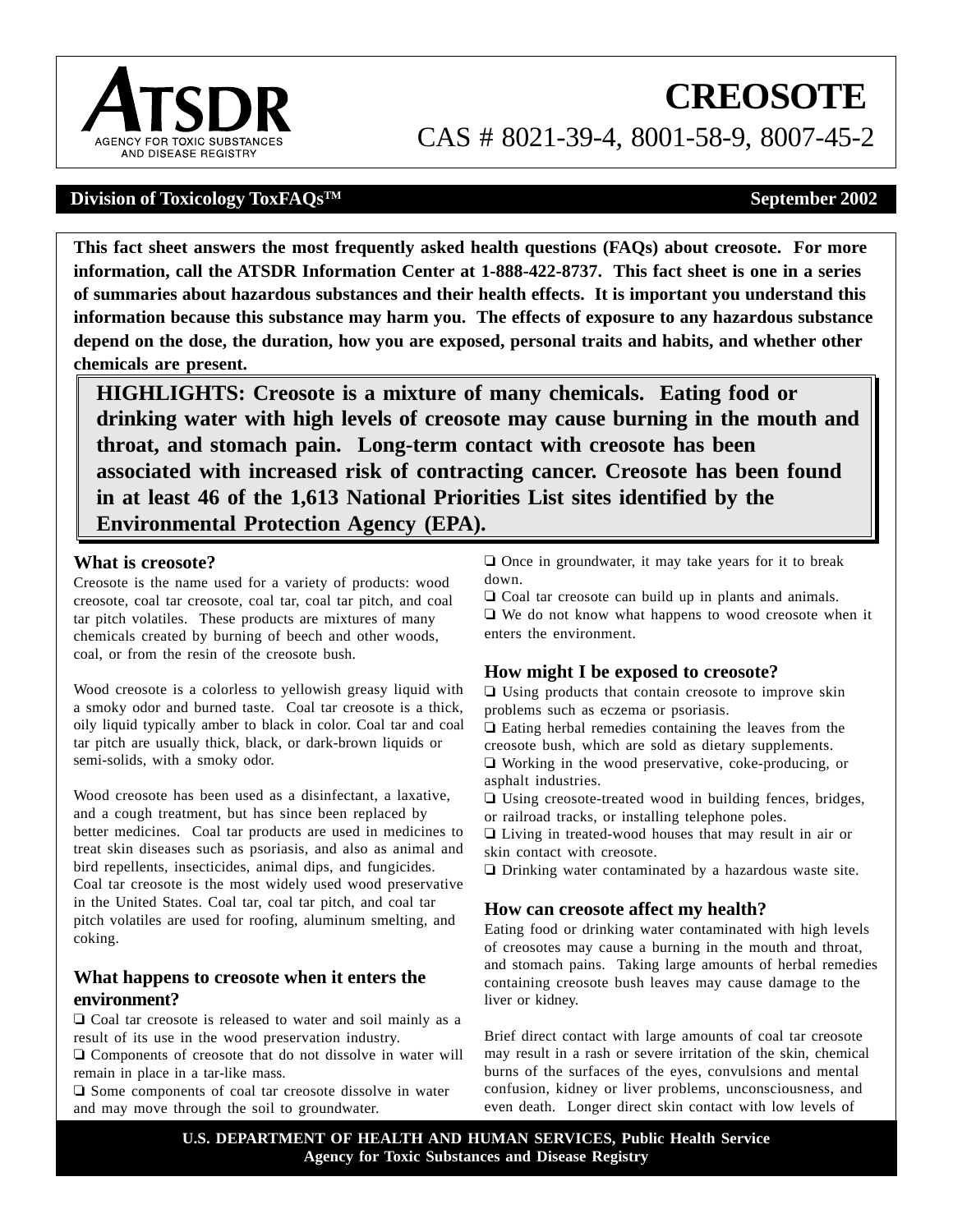# CREOSOTE

CAS # 8021-39-4, 8001-58-9, 8007-45-2

**Division of Toxicology ToxFAQs™** **September 2002**

**This fact sheet answers the most frequently asked health questions (FAQs) about creosote. For more information, call the ATSDR Information Center at 1-888-422-8737. This fact sheet is one in a series of summaries about hazardous substances and their health effects. It is important you understand this information because this substance may harm you. The effects of exposure to any hazardous substance depend on the dose, the duration, how you are exposed, personal traits and habits, and whether other chemicals are present.**

**HIGHLIGHTS: Creosote is a mixture of many chemicals. Eating food or drinking water with high levels of creosote may cause burning in the mouth and throat, and stomach pain. Long-term contact with creosote has been associated with increased risk of contracting cancer. Creosote has been found in at least 46 of the 1,613 National Priorities List sites identified by the Environmental Protection Agency (EPA).**

## What is creosote?

Creosote is the name used for a variety of products: wood creosote, coal tar creosote, coal tar, coal tar pitch, and coal tar pitch volatiles. These products are mixtures of many chemicals created by burning of beech and other woods, coal, or from the resin of the creosote bush.

Wood creosote is a colorless to yellowish greasy liquid with a smoky odor and burned taste. Coal tar creosote is a thick, oily liquid typically amber to black in color. Coal tar and coal tar pitch are usually thick, black, or dark-brown liquids or semi-solids, with a smoky odor.

Wood creosote has been used as a disinfectant, a laxative, and a cough treatment, but has since been replaced by better medicines. Coal tar products are used in medicines to treat skin diseases such as psoriasis, and also as animal and bird repellents, insecticides, animal dips, and fungicides. Coal tar creosote is the most widely used wood preservative in the United States. Coal tar, coal tar pitch, and coal tar pitch volatiles are used for roofing, aluminum smelting, and coking.

## What happens to creosote when it enters the environment?

- Coal tar creosote is released to water and soil mainly as a result of its use in the wood preservation industry.
- Components of creosote that do not dissolve in water will remain in place in a tar-like mass.
- Some components of coal tar creosote dissolve in water and may move through the soil to groundwater.
- Once in groundwater, it may take years for it to break down.
- Coal tar creosote can build up in plants and animals.
- We do not know what happens to wood creosote when it enters the environment.

## How might I be exposed to creosote?

- Using products that contain creosote to improve skin problems such as eczema or psoriasis.
- Eating herbal remedies containing the leaves from the creosote bush, which are sold as dietary supplements.
- Working in the wood preservative, coke-producing, or asphalt industries.
- Using creosote-treated wood in building fences, bridges, or railroad tracks, or installing telephone poles.
- Living in treated-wood houses that may result in air or skin contact with creosote.
- Drinking water contaminated by a hazardous waste site.

## How can creosote affect my health?

Eating food or drinking water contaminated with high levels of creosotes may cause a burning in the mouth and throat, and stomach pains. Taking large amounts of herbal remedies containing creosote bush leaves may cause damage to the liver or kidney.

Brief direct contact with large amounts of coal tar creosote may result in a rash or severe irritation of the skin, chemical burns of the surfaces of the eyes, convulsions and mental confusion, kidney or liver problems, unconsciousness, and even death. Longer direct skin contact with low levels of

**U.S. DEPARTMENT OF HEALTH AND HUMAN SERVICES, Public Health Service**
**Agency for Toxic Substances and Disease Registry**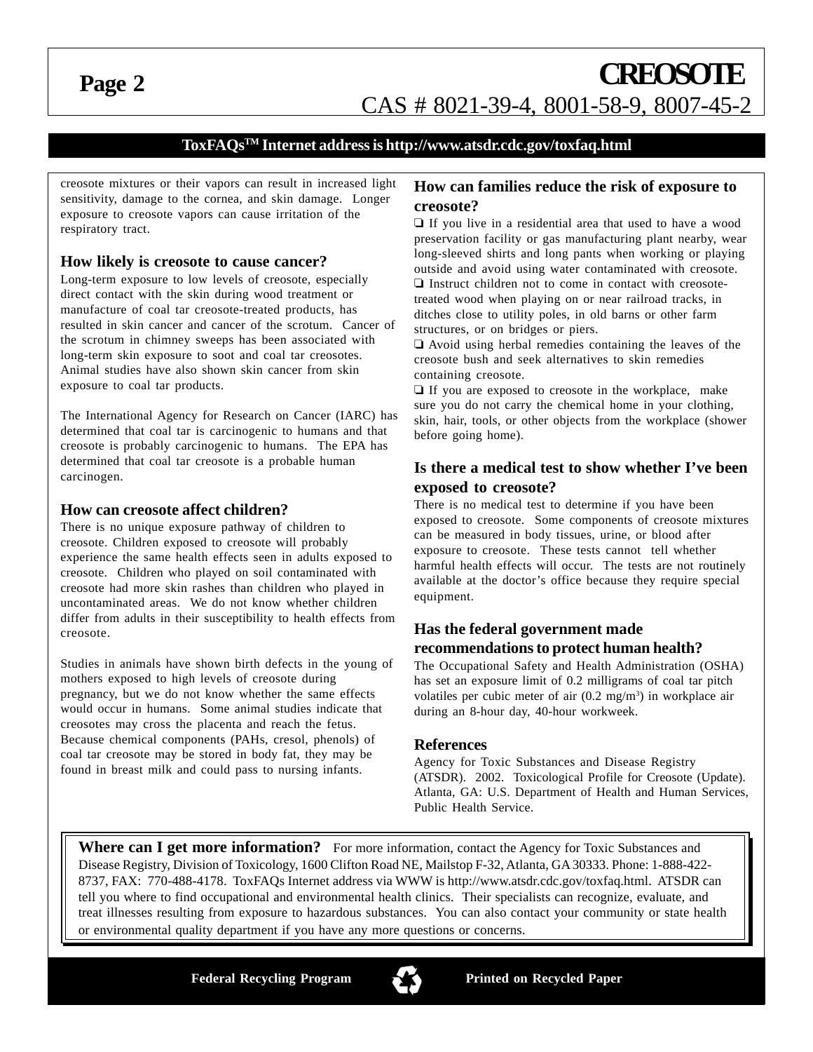creosote mixtures or their vapors can result in increased light sensitivity, damage to the cornea, and skin damage. Longer exposure to creosote vapors can cause irritation of the respiratory tract.

### How likely is creosote to cause cancer?

Long-term exposure to low levels of creosote, especially direct contact with the skin during wood treatment or manufacture of coal tar creosote-treated products, has resulted in skin cancer and cancer of the scrotum. Cancer of the scrotum in chimney sweeps has been associated with long-term skin exposure to soot and coal tar creosotes. Animal studies have also shown skin cancer from skin exposure to coal tar products.

The International Agency for Research on Cancer (IARC) has determined that coal tar is carcinogenic to humans and that creosote is probably carcinogenic to humans. The EPA has determined that coal tar creosote is a probable human carcinogen.

### How can creosote affect children?

There is no unique exposure pathway of children to creosote. Children exposed to creosote will probably experience the same health effects seen in adults exposed to creosote. Children who played on soil contaminated with creosote had more skin rashes than children who played in uncontaminated areas. We do not know whether children differ from adults in their susceptibility to health effects from creosote.

Studies in animals have shown birth defects in the young of mothers exposed to high levels of creosote during pregnancy, but we do not know whether the same effects would occur in humans. Some animal studies indicate that creosotes may cross the placenta and reach the fetus. Because chemical components (PAHs, cresol, phenols) of coal tar creosote may be stored in body fat, they may be found in breast milk and could pass to nursing infants.

### How can families reduce the risk of exposure to creosote?

❑ If you live in a residential area that used to have a wood preservation facility or gas manufacturing plant nearby, wear long-sleeved shirts and long pants when working or playing outside and avoid using water contaminated with creosote.
❑ Instruct children not to come in contact with creosote-treated wood when playing on or near railroad tracks, in ditches close to utility poles, in old barns or other farm structures, or on bridges or piers.
❑ Avoid using herbal remedies containing the leaves of the creosote bush and seek alternatives to skin remedies containing creosote.
❑ If you are exposed to creosote in the workplace, make sure you do not carry the chemical home in your clothing, skin, hair, tools, or other objects from the workplace (shower before going home).

### Is there a medical test to show whether I've been exposed to creosote?

There is no medical test to determine if you have been exposed to creosote. Some components of creosote mixtures can be measured in body tissues, urine, or blood after exposure to creosote. These tests cannot tell whether harmful health effects will occur. The tests are not routinely available at the doctor's office because they require special equipment.

### Has the federal government made recommendations to protect human health?

The Occupational Safety and Health Administration (OSHA) has set an exposure limit of 0.2 milligrams of coal tar pitch volatiles per cubic meter of air (0.2 $mg/m^3$) in workplace air during an 8-hour day, 40-hour workweek.

### References

Agency for Toxic Substances and Disease Registry (ATSDR). 2002. Toxicological Profile for Creosote (Update). Atlanta, GA: U.S. Department of Health and Human Services, Public Health Service.

**Where can I get more information?** For more information, contact the Agency for Toxic Substances and Disease Registry, Division of Toxicology, 1600 Clifton Road NE, Mailstop F-32, Atlanta, GA 30333. Phone: 1-888-422-8737, FAX: 770-488-4178. ToxFAQs Internet address via WWW is http://www.atsdr.cdc.gov/toxfaq.html. ATSDR can tell you where to find occupational and environmental health clinics. Their specialists can recognize, evaluate, and treat illnesses resulting from exposure to hazardous substances. You can also contact your community or state health or environmental quality department if you have any more questions or concerns.